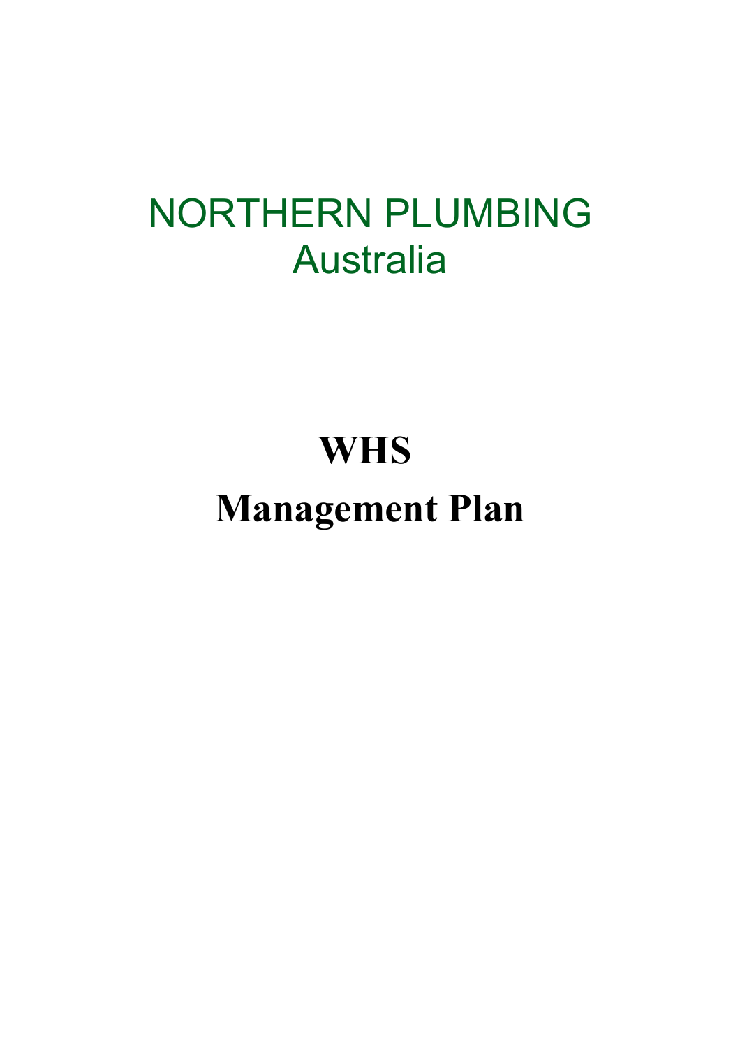# NORTHERN PLUMBING
## Australia

# WHS
# Management Plan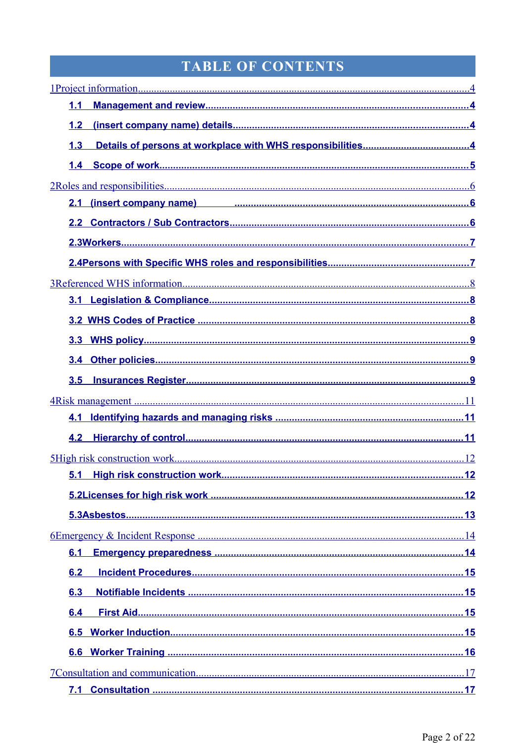# TABLE OF CONTENTS

1Project information....................................................................................................................4

- 1.1 Management and review..............................................................................................4
- 1.2 (insert company name) details.....................................................................................4
- 1.3 Details of persons at workplace with WHS responsibilities.......................................4
- 1.4 Scope of work...............................................................................................................5

2Roles and responsibilities..........................................................................................................6

- 2.1 (insert company name) ....................................................................................6
- 2.2 Contractors / Sub Contractors.....................................................................................6
- 2.3Workers..........................................................................................................................7
- 2.4Persons with Specific WHS roles and responsibilities..................................................7

3Referenced WHS information....................................................................................................8

- 3.1 Legislation & Compliance.............................................................................................8
- 3.2 WHS Codes of Practice .................................................................................................8
- 3.3 WHS policy....................................................................................................................9
- 3.4 Other policies.................................................................................................................9
- 3.5 Insurances Register.......................................................................................................9

4Risk management .....................................................................................................................11

- 4.1 Identifying hazards and managing risks ....................................................................11
- 4.2 Hierarchy of control....................................................................................................11

5High risk construction work.....................................................................................................12

- 5.1 High risk construction work.......................................................................................12
- 5.2Licenses for high risk work ..........................................................................................12
- 5.3Asbestos.........................................................................................................................13

6Emergency & Incident Response ..............................................................................................14

- 6.1 Emergency preparedness ...........................................................................................14
- 6.2 Incident Procedures....................................................................................................15
- 6.3 Notifiable Incidents ....................................................................................................15
- 6.4 First Aid.......................................................................................................................15
- 6.5 Worker Induction.........................................................................................................15
- 6.6 Worker Training ..........................................................................................................16

7Consultation and communication.............................................................................................17

- 7.1 Consultation ................................................................................................................17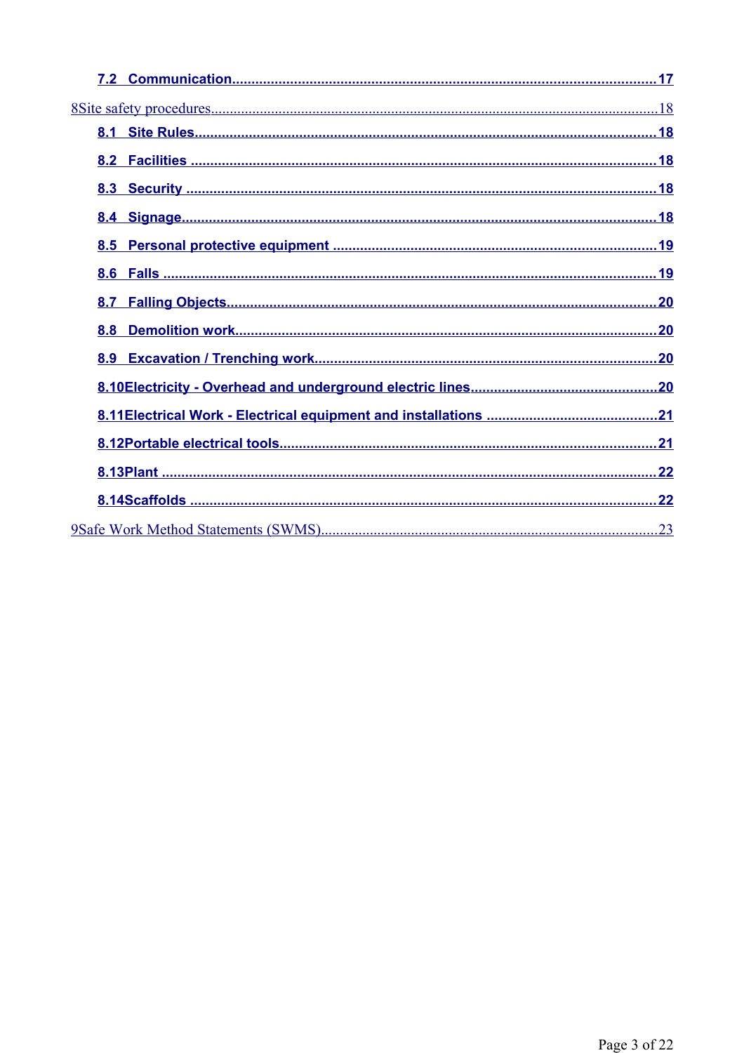7.2 Communication....................................................................................................................17

8Site safety procedures.................................................................................................................18

8.1 Site Rules..............................................................................................................................18

8.2 Facilities ...............................................................................................................................18

8.3 Security ................................................................................................................................18

8.4 Signage.................................................................................................................................18

8.5 Personal protective equipment ............................................................................................19

8.6 Falls .....................................................................................................................................19

8.7 Falling Objects.....................................................................................................................20

8.8 Demolition work..................................................................................................................20

8.9 Excavation / Trenching work...............................................................................................20

8.10Electricity - Overhead and underground electric lines........................................................20

8.11Electrical Work - Electrical equipment and installations ....................................................21

8.12Portable electrical tools.......................................................................................................21

8.13Plant ....................................................................................................................................22

8.14Scaffolds .............................................................................................................................22

9Safe Work Method Statements (SWMS).......................................................................................23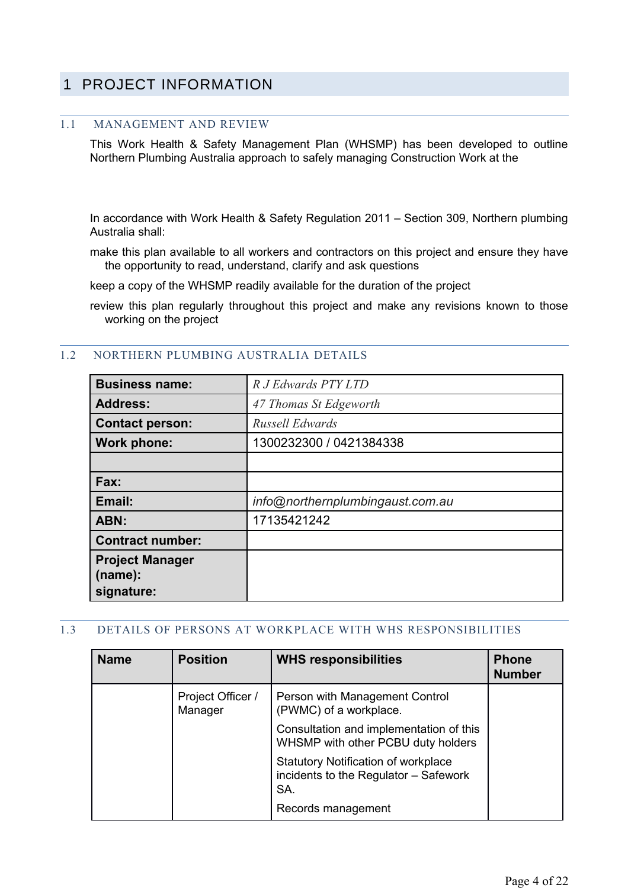# 1 PROJECT INFORMATION

## 1.1 MANAGEMENT AND REVIEW

This Work Health & Safety Management Plan (WHSMP) has been developed to outline Northern Plumbing Australia approach to safely managing Construction Work at the

In accordance with Work Health & Safety Regulation 2011 – Section 309, Northern plumbing Australia shall:

- make this plan available to all workers and contractors on this project and ensure they have the opportunity to read, understand, clarify and ask questions
- keep a copy of the WHSMP readily available for the duration of the project
- review this plan regularly throughout this project and make any revisions known to those working on the project

## 1.2 NORTHERN PLUMBING AUSTRALIA DETAILS

| | |
|---|---|
| **Business name:** | *R J Edwards PTY LTD* |
| **Address:** | *47 Thomas St Edgeworth* |
| **Contact person:** | *Russell Edwards* |
| **Work phone:** | 1300232300 / 0421384338 |
| | |
| **Fax:** | |
| **Email:** | *info@northernplumbingaust.com.au* |
| **ABN:** | 17135421242 |
| **Contract number:** | |
| **Project Manager (name):** **signature:** | |

## 1.3 DETAILS OF PERSONS AT WORKPLACE WITH WHS RESPONSIBILITIES

| Name | Position | WHS responsibilities | Phone Number |
|---|---|---|---|
| | Project Officer / Manager | Person with Management Control (PWMC) of a workplace.<br>Consultation and implementation of this WHSMP with other PCBU duty holders<br>Statutory Notification of workplace incidents to the Regulator – Safework SA.<br>Records management | |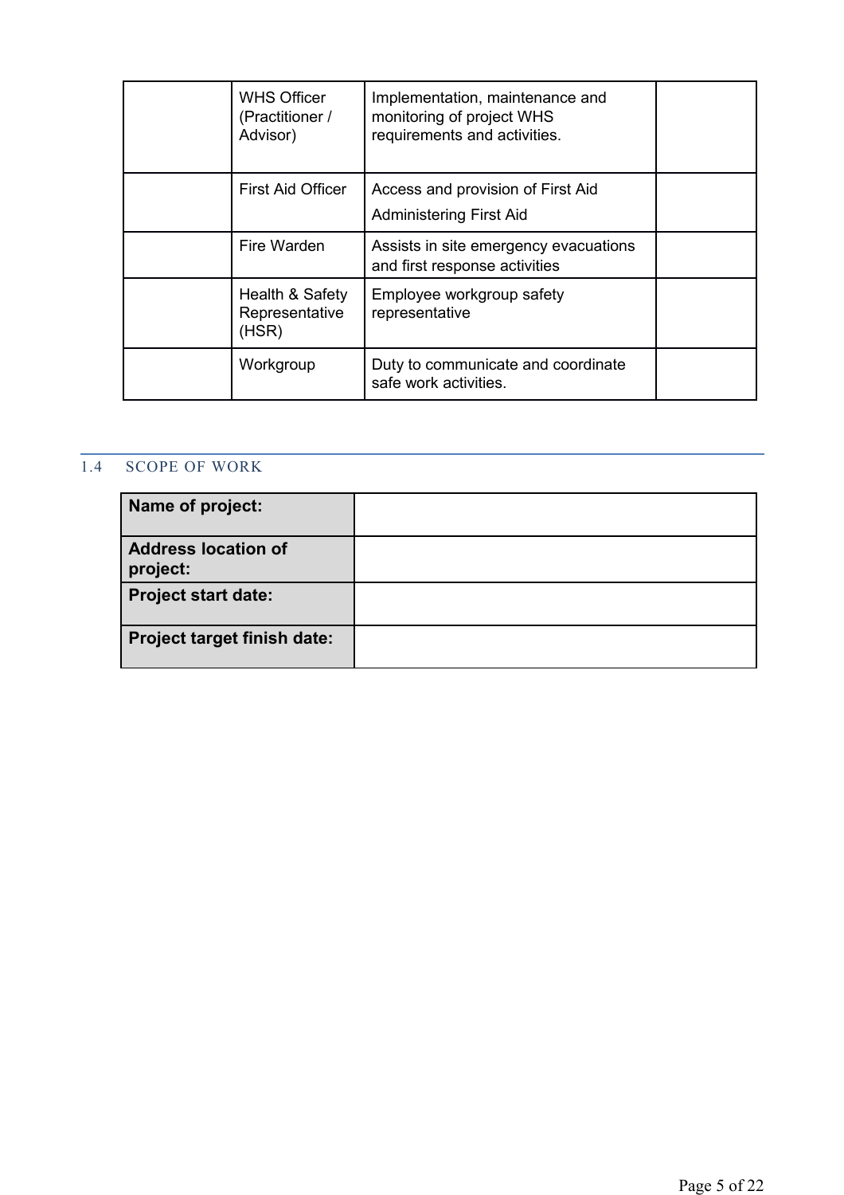| | | | |
|---|---|---|---|
| | WHS Officer (Practitioner / Advisor) | Implementation, maintenance and monitoring of project WHS requirements and activities. | |
| | First Aid Officer | Access and provision of First Aid<br>Administering First Aid | |
| | Fire Warden | Assists in site emergency evacuations and first response activities | |
| | Health & Safety Representative (HSR) | Employee workgroup safety representative | |
| | Workgroup | Duty to communicate and coordinate safe work activities. | |

## 1.4 SCOPE OF WORK

| | |
|---|---|
| **Name of project:** | |
| **Address location of project:** | |
| **Project start date:** | |
| **Project target finish date:** | |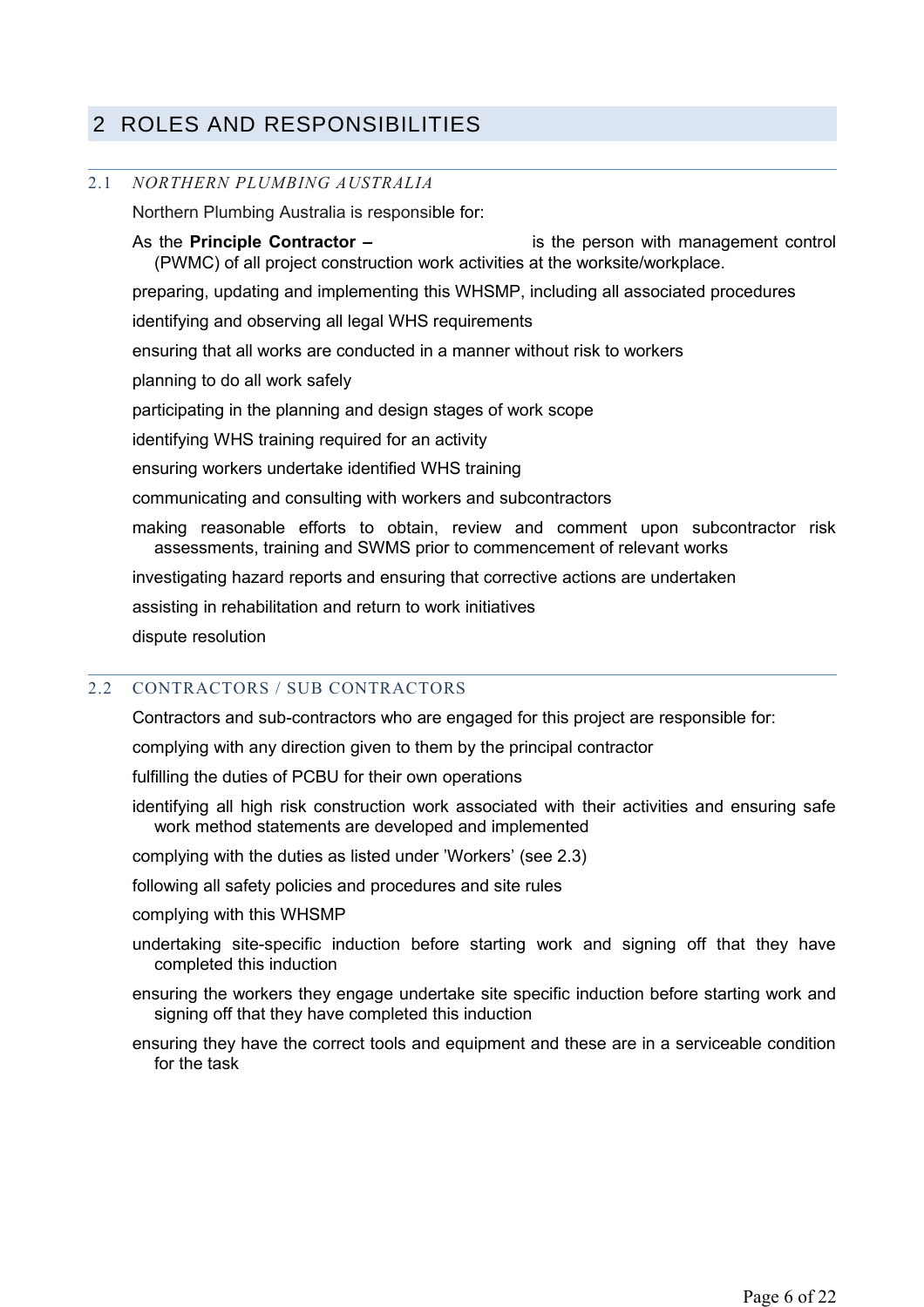# 2 ROLES AND RESPONSIBILITIES

## 2.1 *NORTHERN PLUMBING AUSTRALIA*

Northern Plumbing Australia is responsible for:

As the **Principle Contractor –** is the person with management control (PWMC) of all project construction work activities at the worksite/workplace.

preparing, updating and implementing this WHSMP, including all associated procedures

identifying and observing all legal WHS requirements

ensuring that all works are conducted in a manner without risk to workers

planning to do all work safely

participating in the planning and design stages of work scope

identifying WHS training required for an activity

ensuring workers undertake identified WHS training

communicating and consulting with workers and subcontractors

making reasonable efforts to obtain, review and comment upon subcontractor risk assessments, training and SWMS prior to commencement of relevant works

investigating hazard reports and ensuring that corrective actions are undertaken

assisting in rehabilitation and return to work initiatives

dispute resolution

## 2.2 CONTRACTORS / SUB CONTRACTORS

Contractors and sub-contractors who are engaged for this project are responsible for:

complying with any direction given to them by the principal contractor

fulfilling the duties of PCBU for their own operations

identifying all high risk construction work associated with their activities and ensuring safe work method statements are developed and implemented

complying with the duties as listed under 'Workers' (see 2.3)

following all safety policies and procedures and site rules

complying with this WHSMP

undertaking site-specific induction before starting work and signing off that they have completed this induction

ensuring the workers they engage undertake site specific induction before starting work and signing off that they have completed this induction

ensuring they have the correct tools and equipment and these are in a serviceable condition for the task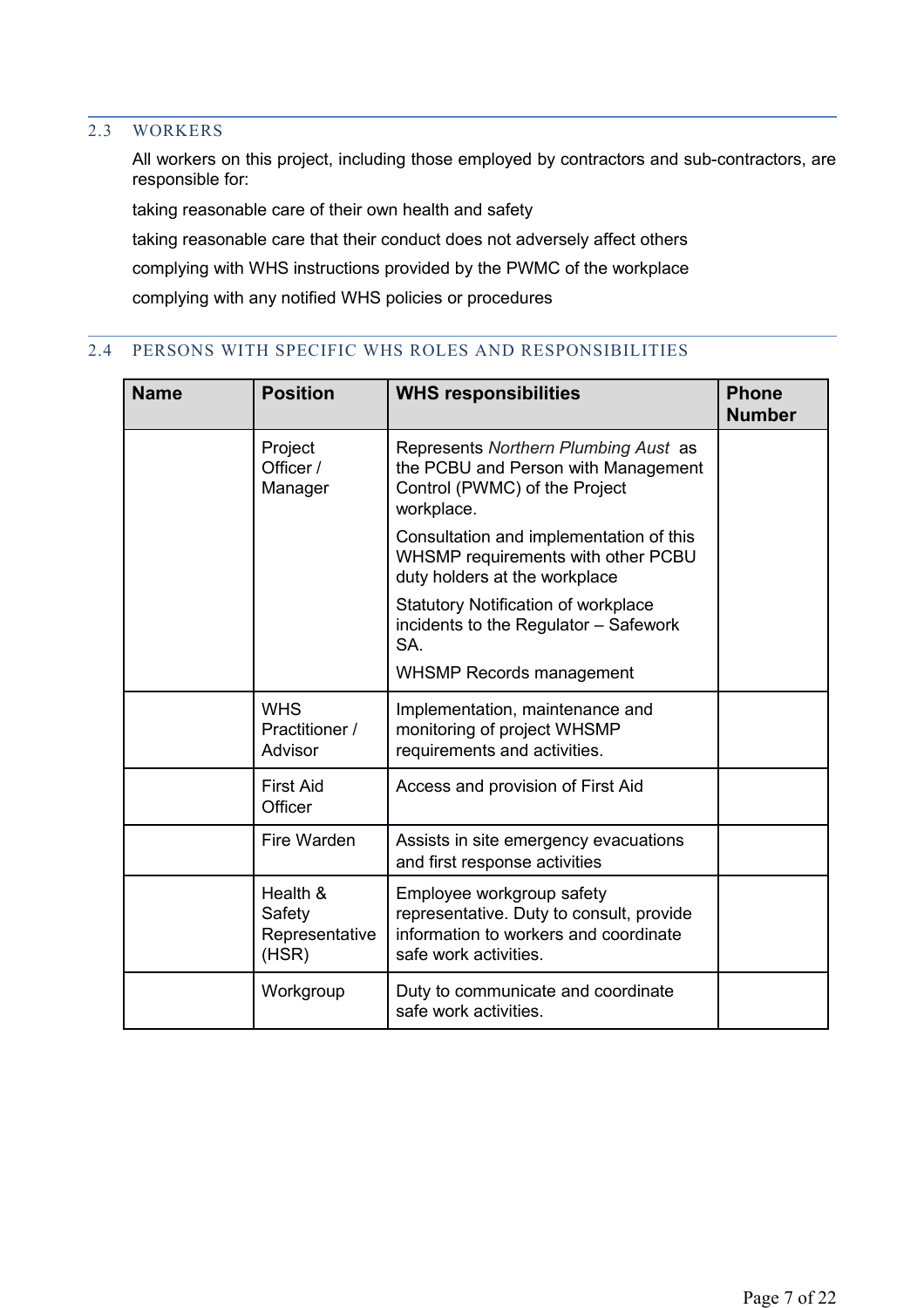## 2.3 WORKERS

All workers on this project, including those employed by contractors and sub-contractors, are responsible for:

taking reasonable care of their own health and safety

taking reasonable care that their conduct does not adversely affect others

complying with WHS instructions provided by the PWMC of the workplace

complying with any notified WHS policies or procedures

## 2.4 PERSONS WITH SPECIFIC WHS ROLES AND RESPONSIBILITIES

| Name | Position | WHS responsibilities | Phone Number |
| --- | --- | --- | --- |
| | Project Officer / Manager | Represents *Northern Plumbing Aust* as the PCBU and Person with Management Control (PWMC) of the Project workplace.<br><br>Consultation and implementation of this WHSMP requirements with other PCBU duty holders at the workplace<br><br>Statutory Notification of workplace incidents to the Regulator – Safework SA.<br><br>WHSMP Records management | |
| | WHS Practitioner / Advisor | Implementation, maintenance and monitoring of project WHSMP requirements and activities. | |
| | First Aid Officer | Access and provision of First Aid | |
| | Fire Warden | Assists in site emergency evacuations and first response activities | |
| | Health & Safety Representative (HSR) | Employee workgroup safety representative. Duty to consult, provide information to workers and coordinate safe work activities. | |
| | Workgroup | Duty to communicate and coordinate safe work activities. | |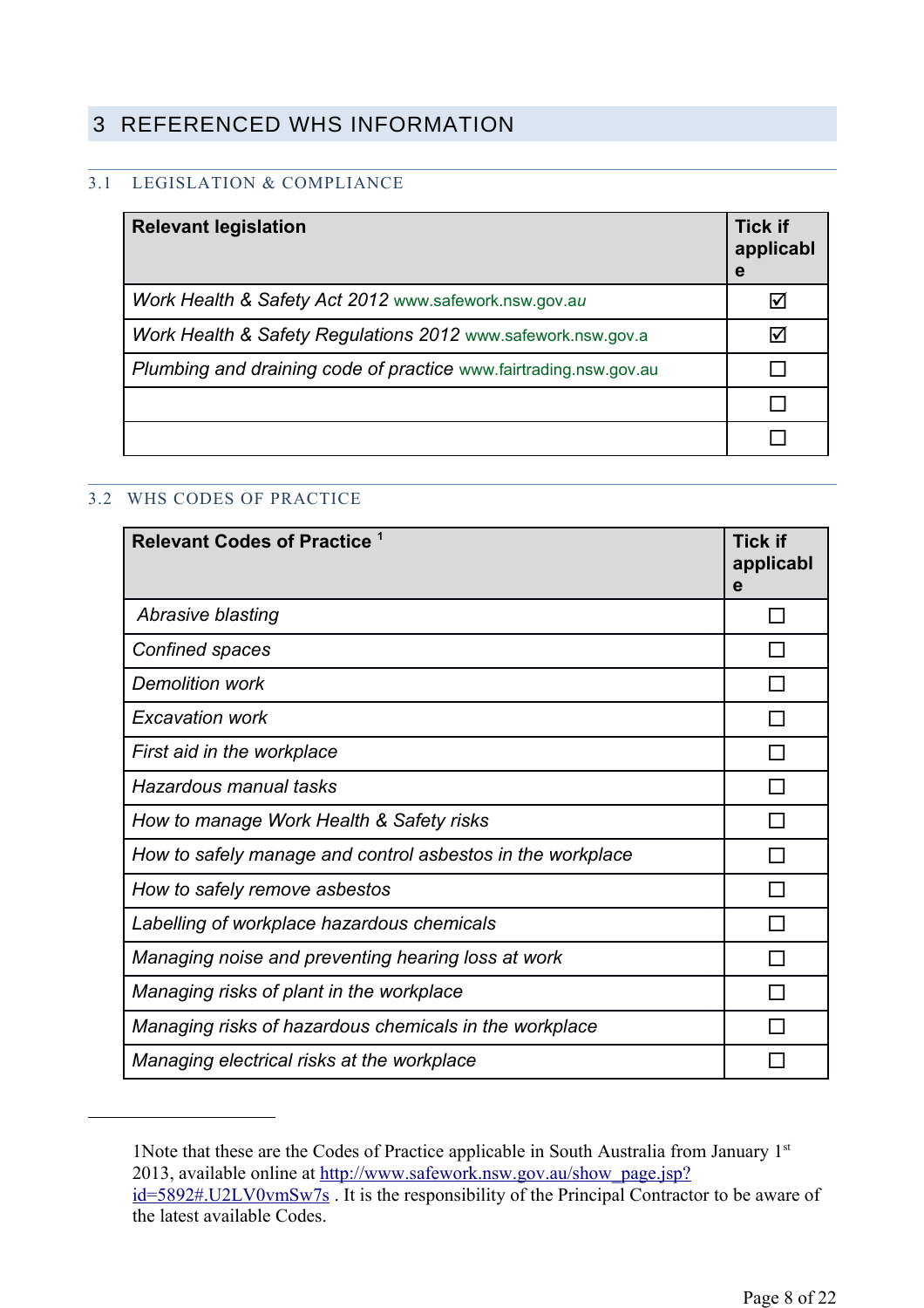# 3 REFERENCED WHS INFORMATION

## 3.1 LEGISLATION & COMPLIANCE

| Relevant legislation | Tick if applicable |
|---|---|
| *Work Health & Safety Act 2012* www.safework.nsw.gov.au | ☑ |
| *Work Health & Safety Regulations 2012* www.safework.nsw.gov.a | ☑ |
| *Plumbing and draining code of practice* www.fairtrading.nsw.gov.au | ☐ |
| | ☐ |
| | ☐ |

## 3.2 WHS CODES OF PRACTICE

| Relevant Codes of Practice [1] | Tick if applicable |
|---|---|
| *Abrasive blasting* | ☐ |
| *Confined spaces* | ☐ |
| *Demolition work* | ☐ |
| *Excavation work* | ☐ |
| *First aid in the workplace* | ☐ |
| *Hazardous manual tasks* | ☐ |
| *How to manage Work Health & Safety risks* | ☐ |
| *How to safely manage and control asbestos in the workplace* | ☐ |
| *How to safely remove asbestos* | ☐ |
| *Labelling of workplace hazardous chemicals* | ☐ |
| *Managing noise and preventing hearing loss at work* | ☐ |
| *Managing risks of plant in the workplace* | ☐ |
| *Managing risks of hazardous chemicals in the workplace* | ☐ |
| *Managing electrical risks at the workplace* | ☐ |

---

1Note that these are the Codes of Practice applicable in South Australia from January 1st 2013, available online at http://www.safework.nsw.gov.au/show_page.jsp?id=5892#.U2LV0vmSw7s . It is the responsibility of the Principal Contractor to be aware of the latest available Codes.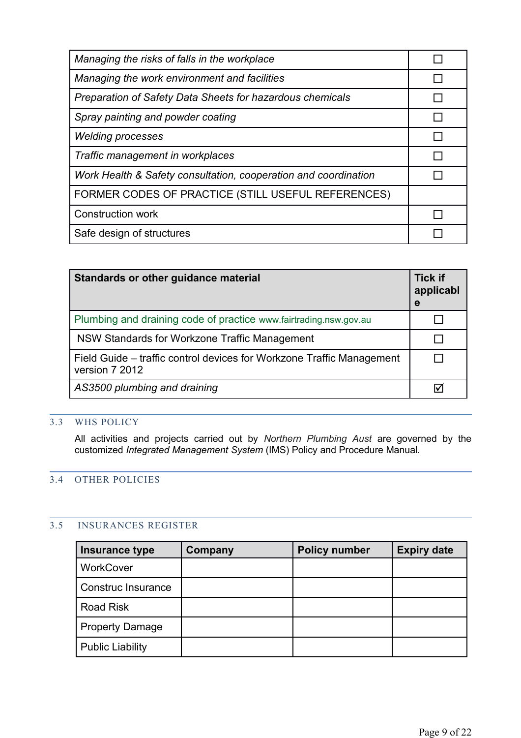| | |
|---|---|
| *Managing the risks of falls in the workplace* | ☐ |
| *Managing the work environment and facilities* | ☐ |
| *Preparation of Safety Data Sheets for hazardous chemicals* | ☐ |
| *Spray painting and powder coating* | ☐ |
| *Welding processes* | ☐ |
| *Traffic management in workplaces* | ☐ |
| *Work Health & Safety consultation, cooperation and coordination* | ☐ |
| FORMER CODES OF PRACTICE (STILL USEFUL REFERENCES) | |
| Construction work | ☐ |
| Safe design of structures | ☐ |

| **Standards or other guidance material** | **Tick if applicable** |
|---|---|
| Plumbing and draining code of practice www.fairtrading.nsw.gov.au | ☐ |
| NSW Standards for Workzone Traffic Management | ☐ |
| Field Guide – traffic control devices for Workzone Traffic Management version 7 2012 | ☐ |
| *AS3500 plumbing and draining* | ☑ |

## 3.3 WHS POLICY

All activities and projects carried out by *Northern Plumbing Aust* are governed by the customized *Integrated Management System* (IMS) Policy and Procedure Manual.

## 3.4 OTHER POLICIES

## 3.5 INSURANCES REGISTER

| Insurance type | Company | Policy number | Expiry date |
|---|---|---|---|
| WorkCover | | | |
| Construc Insurance | | | |
| Road Risk | | | |
| Property Damage | | | |
| Public Liability | | | |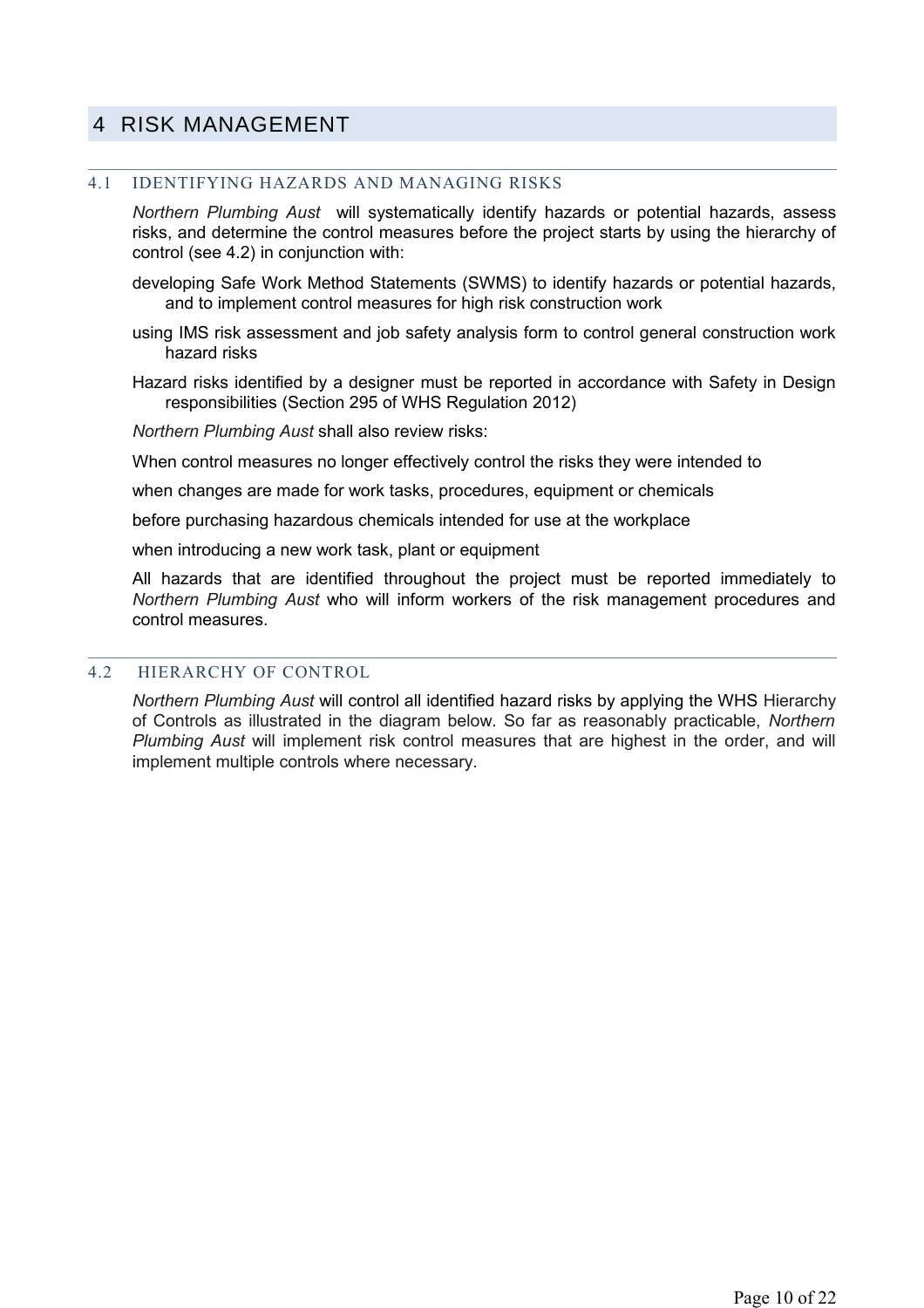# 4 RISK MANAGEMENT

## 4.1 IDENTIFYING HAZARDS AND MANAGING RISKS

*Northern Plumbing Aust* will systematically identify hazards or potential hazards, assess risks, and determine the control measures before the project starts by using the hierarchy of control (see 4.2) in conjunction with:

- developing Safe Work Method Statements (SWMS) to identify hazards or potential hazards, and to implement control measures for high risk construction work
- using IMS risk assessment and job safety analysis form to control general construction work hazard risks
- Hazard risks identified by a designer must be reported in accordance with Safety in Design responsibilities (Section 295 of WHS Regulation 2012)

*Northern Plumbing Aust* shall also review risks:

- When control measures no longer effectively control the risks they were intended to
- when changes are made for work tasks, procedures, equipment or chemicals
- before purchasing hazardous chemicals intended for use at the workplace
- when introducing a new work task, plant or equipment

All hazards that are identified throughout the project must be reported immediately to *Northern Plumbing Aust* who will inform workers of the risk management procedures and control measures.

## 4.2 HIERARCHY OF CONTROL

*Northern Plumbing Aust* will control all identified hazard risks by applying the WHS Hierarchy of Controls as illustrated in the diagram below. So far as reasonably practicable, *Northern Plumbing Aust* will implement risk control measures that are highest in the order, and will implement multiple controls where necessary.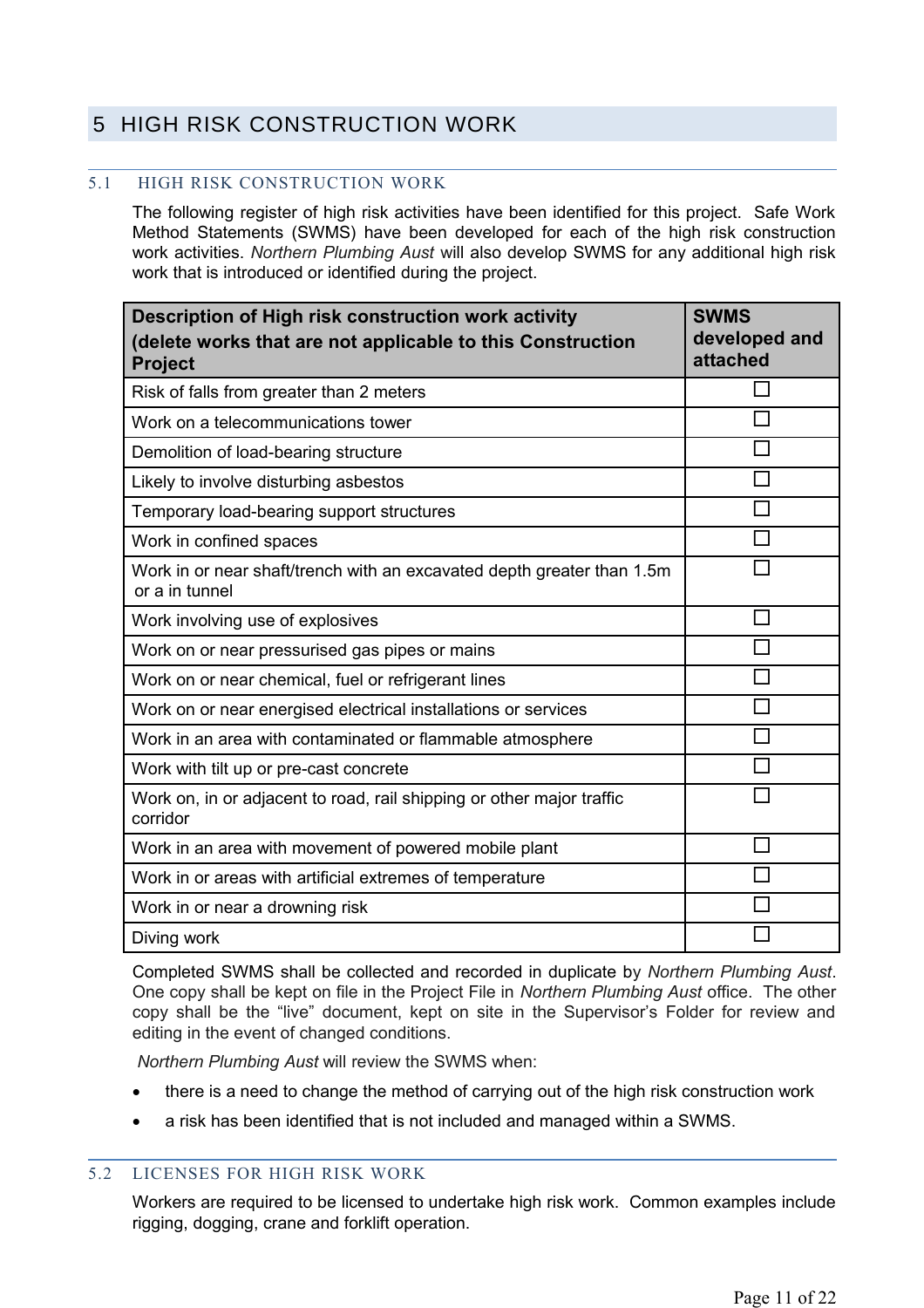# 5 HIGH RISK CONSTRUCTION WORK

## 5.1 HIGH RISK CONSTRUCTION WORK

The following register of high risk activities have been identified for this project. Safe Work Method Statements (SWMS) have been developed for each of the high risk construction work activities. *Northern Plumbing Aust* will also develop SWMS for any additional high risk work that is introduced or identified during the project.

| Description of High risk construction work activity (delete works that are not applicable to this Construction Project | SWMS developed and attached |
| --- | --- |
| Risk of falls from greater than 2 meters | ☐ |
| Work on a telecommunications tower | ☐ |
| Demolition of load-bearing structure | ☐ |
| Likely to involve disturbing asbestos | ☐ |
| Temporary load-bearing support structures | ☐ |
| Work in confined spaces | ☐ |
| Work in or near shaft/trench with an excavated depth greater than 1.5m or a in tunnel | ☐ |
| Work involving use of explosives | ☐ |
| Work on or near pressurised gas pipes or mains | ☐ |
| Work on or near chemical, fuel or refrigerant lines | ☐ |
| Work on or near energised electrical installations or services | ☐ |
| Work in an area with contaminated or flammable atmosphere | ☐ |
| Work with tilt up or pre-cast concrete | ☐ |
| Work on, in or adjacent to road, rail shipping or other major traffic corridor | ☐ |
| Work in an area with movement of powered mobile plant | ☐ |
| Work in or areas with artificial extremes of temperature | ☐ |
| Work in or near a drowning risk | ☐ |
| Diving work | ☐ |

Completed SWMS shall be collected and recorded in duplicate by *Northern Plumbing Aust*. One copy shall be kept on file in the Project File in *Northern Plumbing Aust* office. The other copy shall be the "live" document, kept on site in the Supervisor's Folder for review and editing in the event of changed conditions.

*Northern Plumbing Aust* will review the SWMS when:

- there is a need to change the method of carrying out of the high risk construction work
- a risk has been identified that is not included and managed within a SWMS.

## 5.2 LICENSES FOR HIGH RISK WORK

Workers are required to be licensed to undertake high risk work. Common examples include rigging, dogging, crane and forklift operation.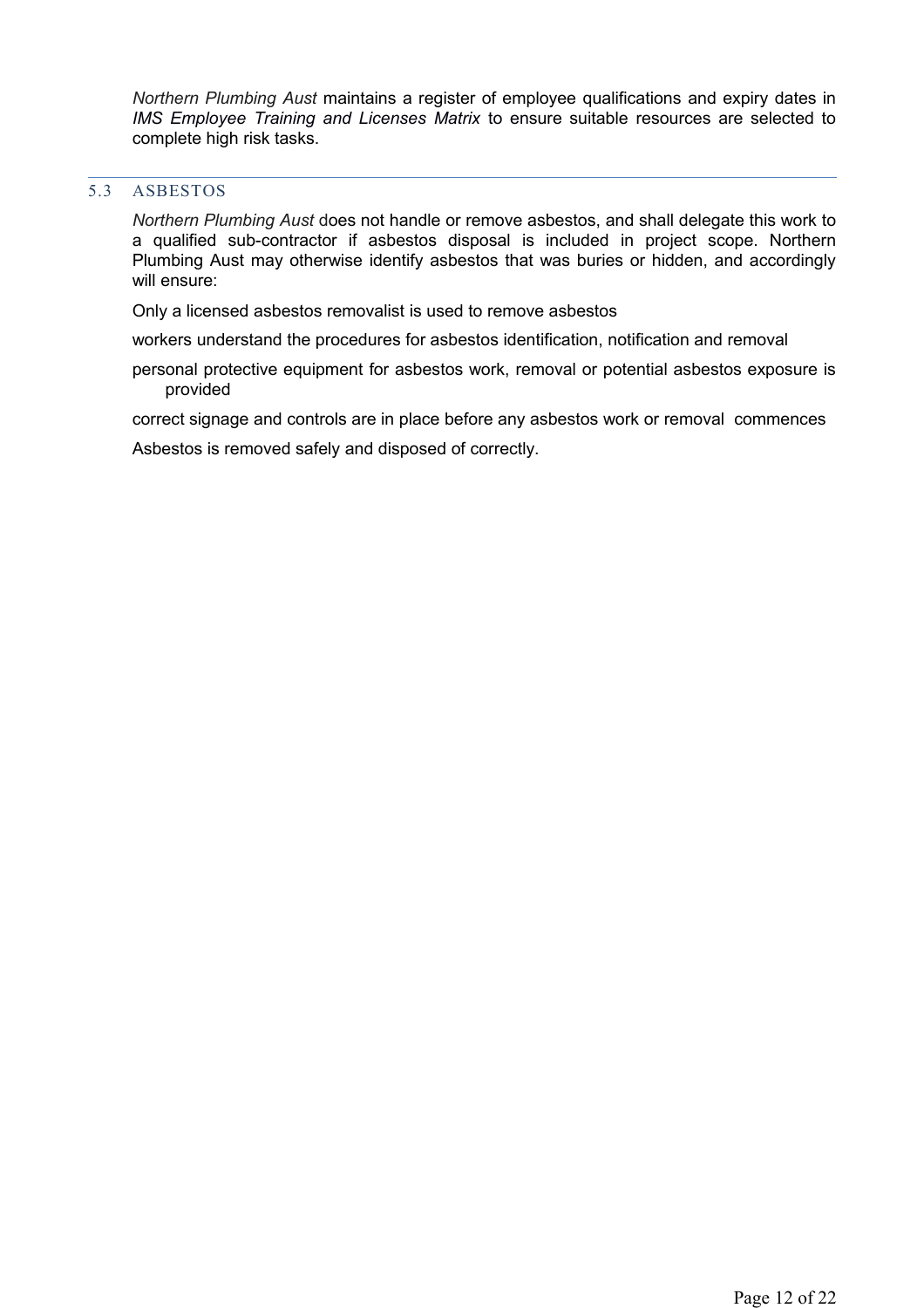*Northern Plumbing Aust* maintains a register of employee qualifications and expiry dates in *IMS Employee Training and Licenses Matrix* to ensure suitable resources are selected to complete high risk tasks.

## 5.3 ASBESTOS

*Northern Plumbing Aust* does not handle or remove asbestos, and shall delegate this work to a qualified sub-contractor if asbestos disposal is included in project scope. Northern Plumbing Aust may otherwise identify asbestos that was buries or hidden, and accordingly will ensure:

Only a licensed asbestos removalist is used to remove asbestos

workers understand the procedures for asbestos identification, notification and removal

personal protective equipment for asbestos work, removal or potential asbestos exposure is provided

correct signage and controls are in place before any asbestos work or removal commences

Asbestos is removed safely and disposed of correctly.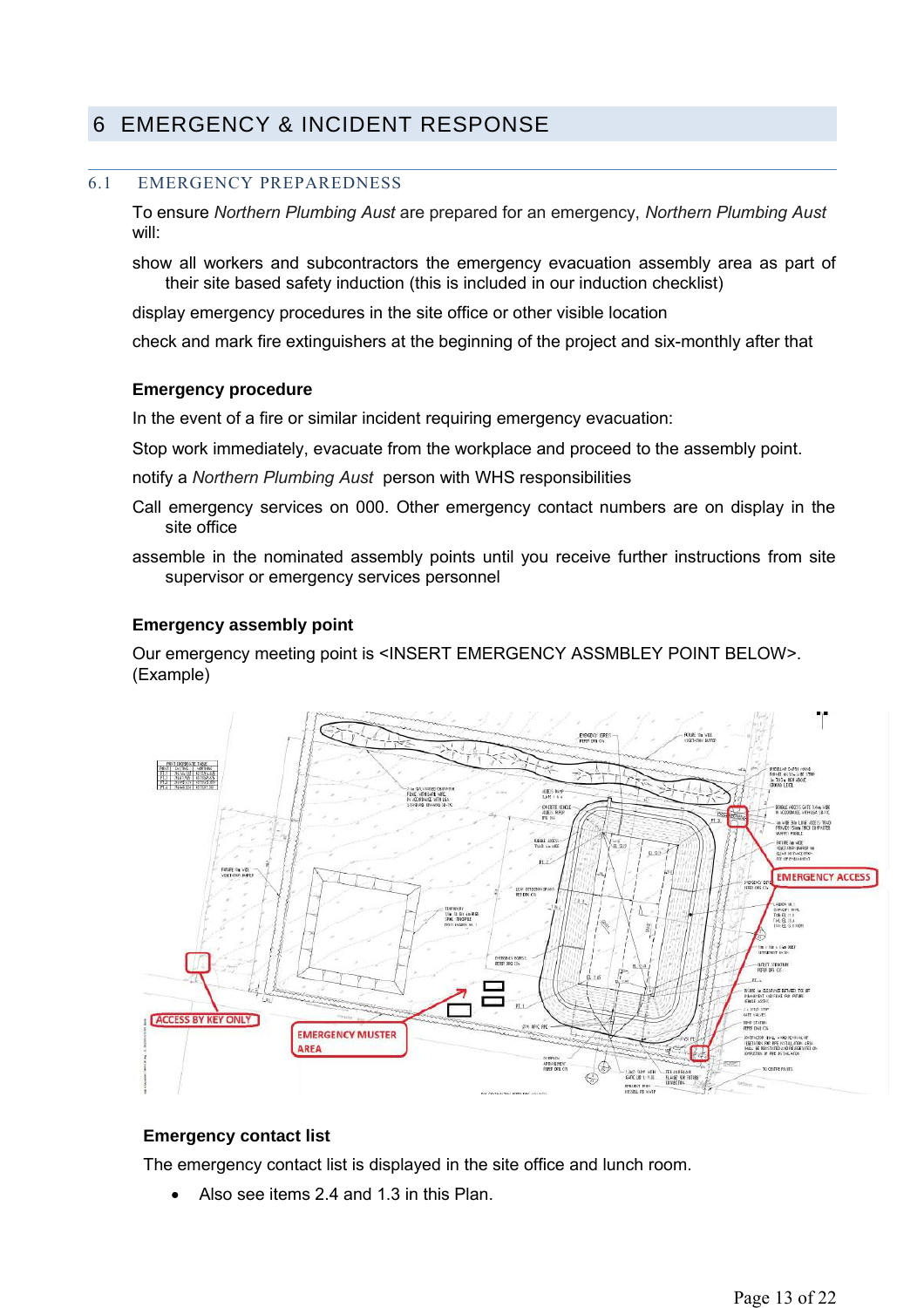# 6 EMERGENCY & INCIDENT RESPONSE

## 6.1 EMERGENCY PREPAREDNESS

To ensure *Northern Plumbing Aust* are prepared for an emergency, *Northern Plumbing Aust* will:

show all workers and subcontractors the emergency evacuation assembly area as part of their site based safety induction (this is included in our induction checklist)

display emergency procedures in the site office or other visible location

check and mark fire extinguishers at the beginning of the project and six-monthly after that

**Emergency procedure**

In the event of a fire or similar incident requiring emergency evacuation:

Stop work immediately, evacuate from the workplace and proceed to the assembly point.

notify a *Northern Plumbing Aust* person with WHS responsibilities

Call emergency services on 000. Other emergency contact numbers are on display in the site office

assemble in the nominated assembly points until you receive further instructions from site supervisor or emergency services personnel

**Emergency assembly point**

Our emergency meeting point is <INSERT EMERGENCY ASSMBLEY POINT BELOW>. (Example)

**Emergency contact list**

The emergency contact list is displayed in the site office and lunch room.

- Also see items 2.4 and 1.3 in this Plan.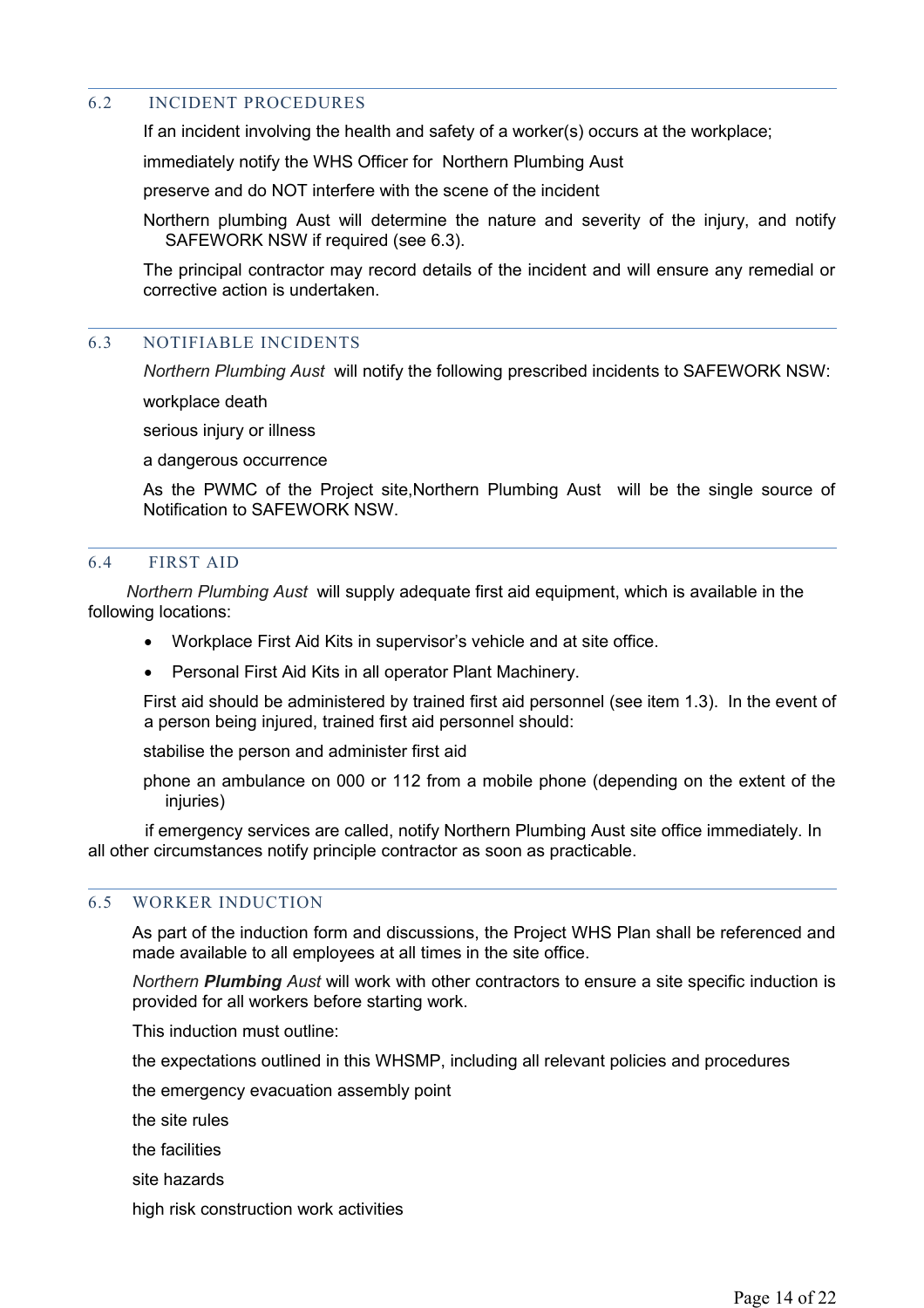## 6.2 INCIDENT PROCEDURES

If an incident involving the health and safety of a worker(s) occurs at the workplace;

immediately notify the WHS Officer for Northern Plumbing Aust

preserve and do NOT interfere with the scene of the incident

Northern plumbing Aust will determine the nature and severity of the injury, and notify SAFEWORK NSW if required (see 6.3).

The principal contractor may record details of the incident and will ensure any remedial or corrective action is undertaken.

## 6.3 NOTIFIABLE INCIDENTS

*Northern Plumbing Aust* will notify the following prescribed incidents to SAFEWORK NSW:

workplace death

serious injury or illness

a dangerous occurrence

As the PWMC of the Project site,Northern Plumbing Aust will be the single source of Notification to SAFEWORK NSW.

## 6.4 FIRST AID

*Northern Plumbing Aust* will supply adequate first aid equipment, which is available in the following locations:

- Workplace First Aid Kits in supervisor's vehicle and at site office.
- Personal First Aid Kits in all operator Plant Machinery.

First aid should be administered by trained first aid personnel (see item 1.3). In the event of a person being injured, trained first aid personnel should:

stabilise the person and administer first aid

phone an ambulance on 000 or 112 from a mobile phone (depending on the extent of the injuries)

if emergency services are called, notify Northern Plumbing Aust site office immediately. In all other circumstances notify principle contractor as soon as practicable.

## 6.5 WORKER INDUCTION

As part of the induction form and discussions, the Project WHS Plan shall be referenced and made available to all employees at all times in the site office.

*Northern **Plumbing** Aust* will work with other contractors to ensure a site specific induction is provided for all workers before starting work.

This induction must outline:

the expectations outlined in this WHSMP, including all relevant policies and procedures

the emergency evacuation assembly point

the site rules

the facilities

site hazards

high risk construction work activities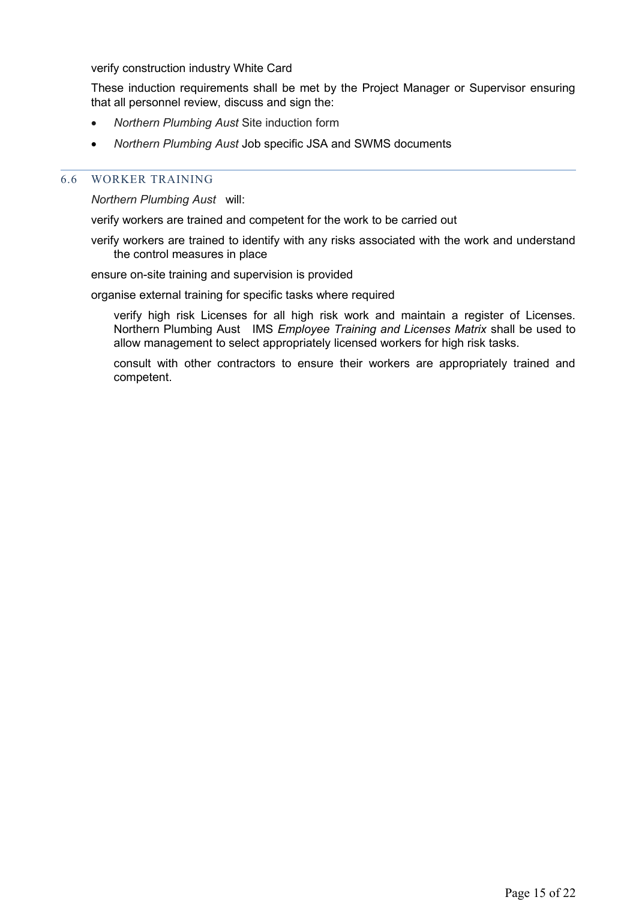verify construction industry White Card

These induction requirements shall be met by the Project Manager or Supervisor ensuring that all personnel review, discuss and sign the:

- *Northern Plumbing Aust* Site induction form
- *Northern Plumbing Aust* Job specific JSA and SWMS documents

### 6.6 WORKER TRAINING

*Northern Plumbing Aust* will:

verify workers are trained and competent for the work to be carried out

verify workers are trained to identify with any risks associated with the work and understand the control measures in place

ensure on-site training and supervision is provided

organise external training for specific tasks where required

verify high risk Licenses for all high risk work and maintain a register of Licenses. Northern Plumbing Aust IMS *Employee Training and Licenses Matrix* shall be used to allow management to select appropriately licensed workers for high risk tasks.

consult with other contractors to ensure their workers are appropriately trained and competent.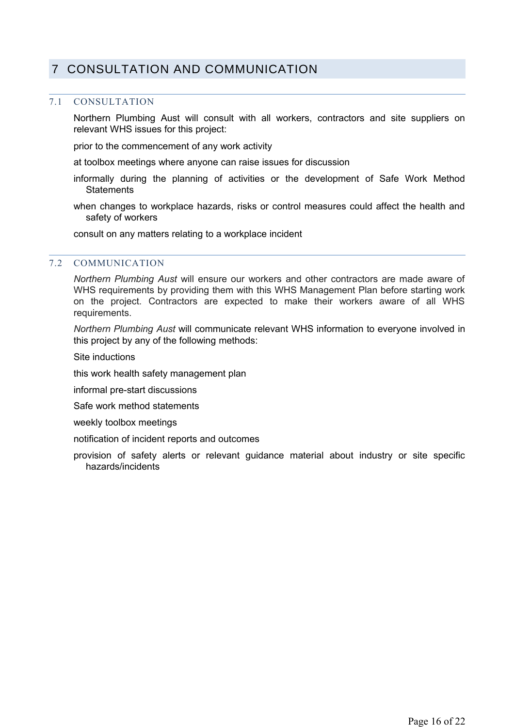# 7 CONSULTATION AND COMMUNICATION

## 7.1 CONSULTATION

Northern Plumbing Aust will consult with all workers, contractors and site suppliers on relevant WHS issues for this project:

- prior to the commencement of any work activity
- at toolbox meetings where anyone can raise issues for discussion
- informally during the planning of activities or the development of Safe Work Method Statements
- when changes to workplace hazards, risks or control measures could affect the health and safety of workers
- consult on any matters relating to a workplace incident

## 7.2 COMMUNICATION

*Northern Plumbing Aust* will ensure our workers and other contractors are made aware of WHS requirements by providing them with this WHS Management Plan before starting work on the project. Contractors are expected to make their workers aware of all WHS requirements.

*Northern Plumbing Aust* will communicate relevant WHS information to everyone involved in this project by any of the following methods:

- Site inductions
- this work health safety management plan
- informal pre-start discussions
- Safe work method statements
- weekly toolbox meetings
- notification of incident reports and outcomes
- provision of safety alerts or relevant guidance material about industry or site specific hazards/incidents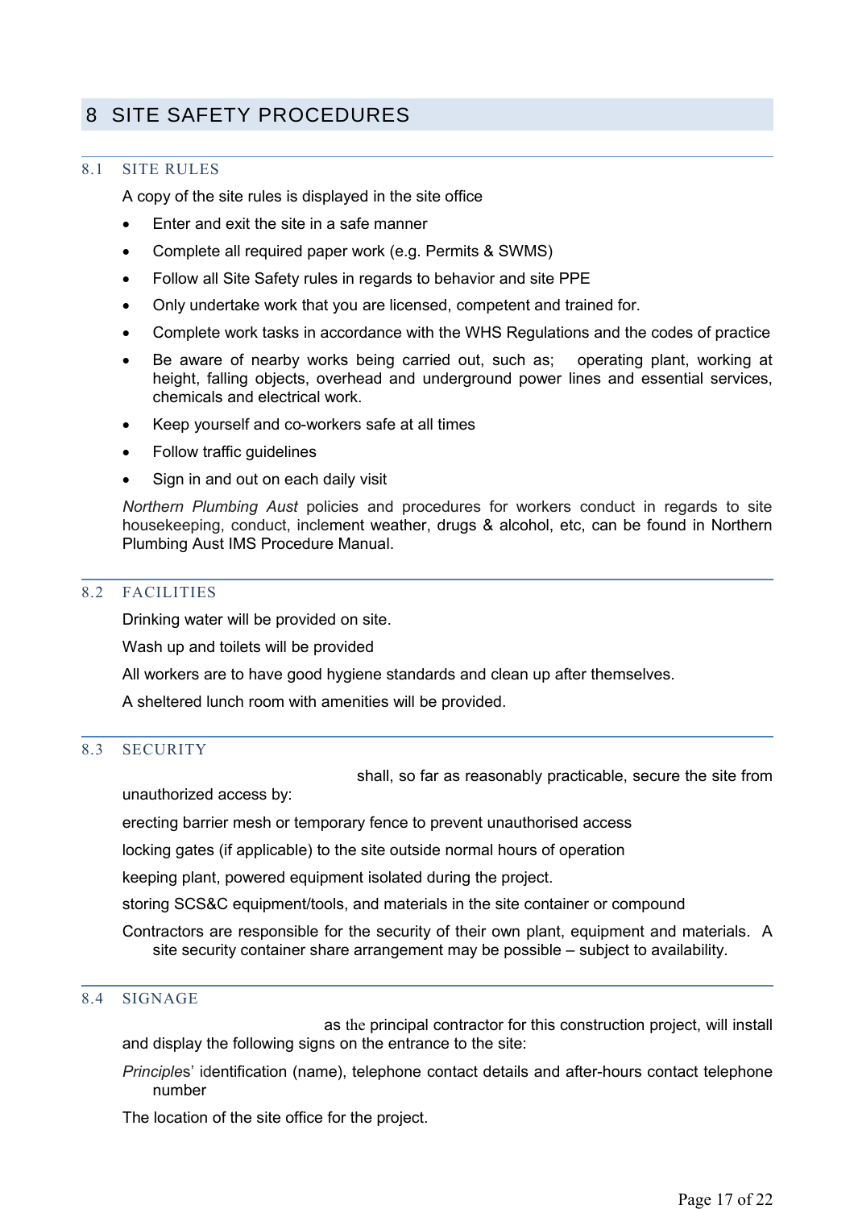# 8 SITE SAFETY PROCEDURES

### 8.1 SITE RULES

A copy of the site rules is displayed in the site office

- Enter and exit the site in a safe manner
- Complete all required paper work (e.g. Permits & SWMS)
- Follow all Site Safety rules in regards to behavior and site PPE
- Only undertake work that you are licensed, competent and trained for.
- Complete work tasks in accordance with the WHS Regulations and the codes of practice
- Be aware of nearby works being carried out, such as; operating plant, working at height, falling objects, overhead and underground power lines and essential services, chemicals and electrical work.
- Keep yourself and co-workers safe at all times
- Follow traffic guidelines
- Sign in and out on each daily visit

*Northern Plumbing Aust* policies and procedures for workers conduct in regards to site housekeeping, conduct, inclement weather, drugs & alcohol, etc, can be found in Northern Plumbing Aust IMS Procedure Manual.

### 8.2 FACILITIES

Drinking water will be provided on site.

Wash up and toilets will be provided

All workers are to have good hygiene standards and clean up after themselves.

A sheltered lunch room with amenities will be provided.

### 8.3 SECURITY

shall, so far as reasonably practicable, secure the site from unauthorized access by:

erecting barrier mesh or temporary fence to prevent unauthorised access

locking gates (if applicable) to the site outside normal hours of operation

keeping plant, powered equipment isolated during the project.

storing SCS&C equipment/tools, and materials in the site container or compound

Contractors are responsible for the security of their own plant, equipment and materials. A site security container share arrangement may be possible – subject to availability.

### 8.4 SIGNAGE

as the principal contractor for this construction project, will install and display the following signs on the entrance to the site:

*Principle*s' identification (name), telephone contact details and after-hours contact telephone number

The location of the site office for the project.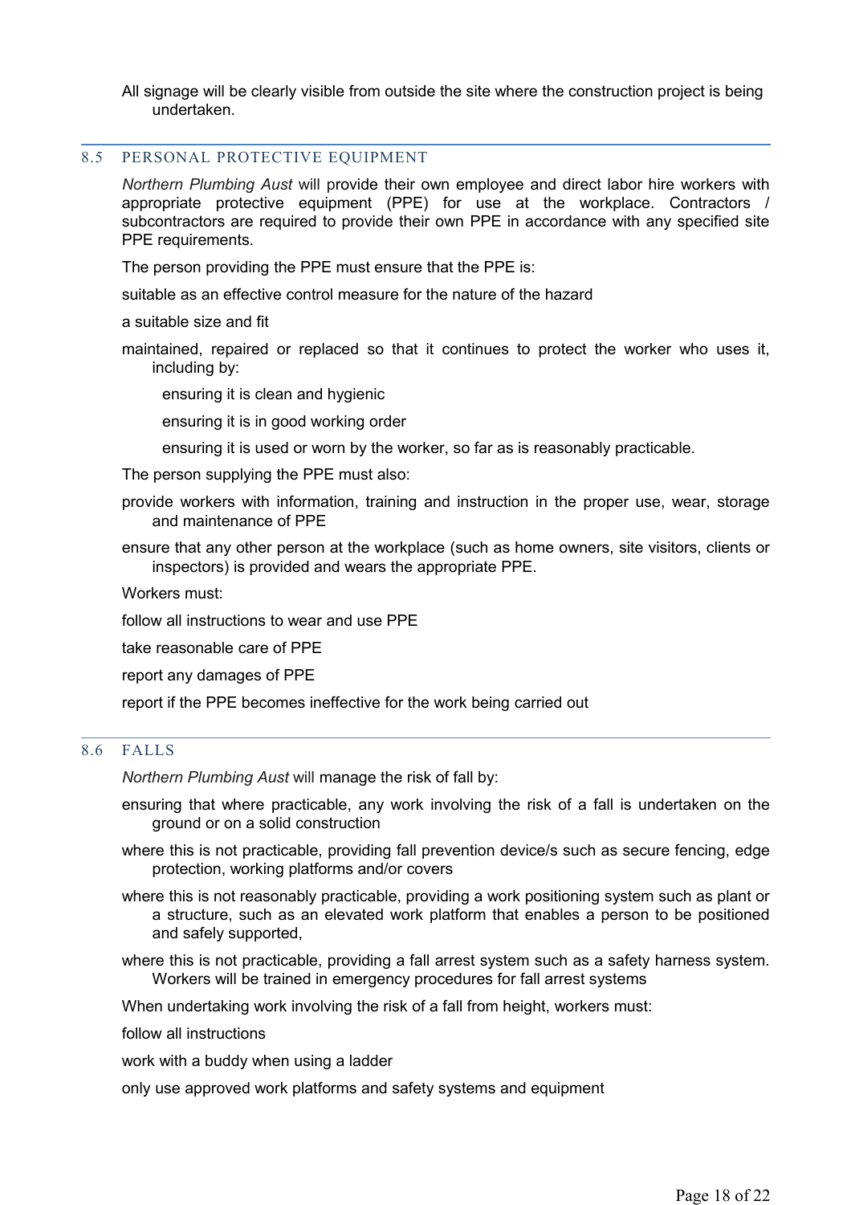All signage will be clearly visible from outside the site where the construction project is being undertaken.

## 8.5 PERSONAL PROTECTIVE EQUIPMENT

*Northern Plumbing Aust* will provide their own employee and direct labor hire workers with appropriate protective equipment (PPE) for use at the workplace. Contractors / subcontractors are required to provide their own PPE in accordance with any specified site PPE requirements.

The person providing the PPE must ensure that the PPE is:

- suitable as an effective control measure for the nature of the hazard
- a suitable size and fit
- maintained, repaired or replaced so that it continues to protect the worker who uses it, including by:
  - ensuring it is clean and hygienic
  - ensuring it is in good working order
  - ensuring it is used or worn by the worker, so far as is reasonably practicable.

The person supplying the PPE must also:

- provide workers with information, training and instruction in the proper use, wear, storage and maintenance of PPE
- ensure that any other person at the workplace (such as home owners, site visitors, clients or inspectors) is provided and wears the appropriate PPE.

Workers must:

- follow all instructions to wear and use PPE
- take reasonable care of PPE
- report any damages of PPE
- report if the PPE becomes ineffective for the work being carried out

## 8.6 FALLS

*Northern Plumbing Aust* will manage the risk of fall by:

- ensuring that where practicable, any work involving the risk of a fall is undertaken on the ground or on a solid construction
- where this is not practicable, providing fall prevention device/s such as secure fencing, edge protection, working platforms and/or covers
- where this is not reasonably practicable, providing a work positioning system such as plant or a structure, such as an elevated work platform that enables a person to be positioned and safely supported,
- where this is not practicable, providing a fall arrest system such as a safety harness system. Workers will be trained in emergency procedures for fall arrest systems

When undertaking work involving the risk of a fall from height, workers must:

- follow all instructions
- work with a buddy when using a ladder
- only use approved work platforms and safety systems and equipment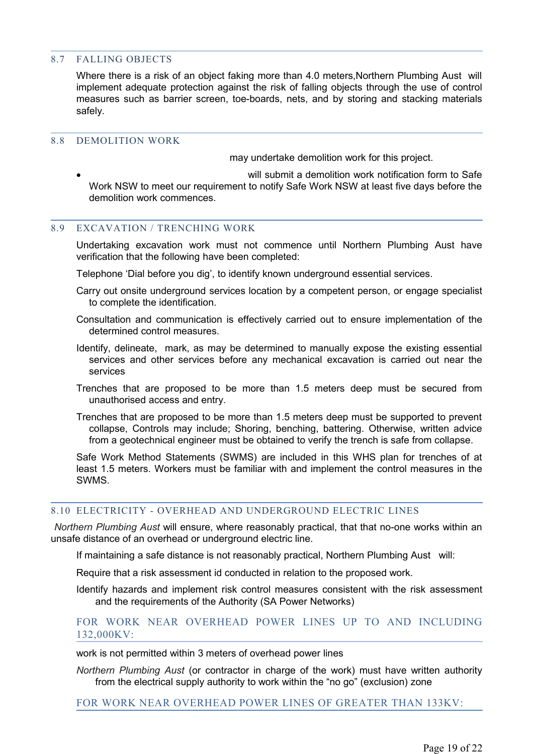## 8.7 FALLING OBJECTS

Where there is a risk of an object faking more than 4.0 meters,Northern Plumbing Aust will implement adequate protection against the risk of falling objects through the use of control measures such as barrier screen, toe-boards, nets, and by storing and stacking materials safely.

## 8.8 DEMOLITION WORK

may undertake demolition work for this project.

- will submit a demolition work notification form to Safe Work NSW to meet our requirement to notify Safe Work NSW at least five days before the demolition work commences.

## 8.9 EXCAVATION / TRENCHING WORK

Undertaking excavation work must not commence until Northern Plumbing Aust have verification that the following have been completed:

Telephone 'Dial before you dig', to identify known underground essential services.

Carry out onsite underground services location by a competent person, or engage specialist to complete the identification.

Consultation and communication is effectively carried out to ensure implementation of the determined control measures.

Identify, delineate, mark, as may be determined to manually expose the existing essential services and other services before any mechanical excavation is carried out near the services

Trenches that are proposed to be more than 1.5 meters deep must be secured from unauthorised access and entry.

Trenches that are proposed to be more than 1.5 meters deep must be supported to prevent collapse, Controls may include; Shoring, benching, battering. Otherwise, written advice from a geotechnical engineer must be obtained to verify the trench is safe from collapse.

Safe Work Method Statements (SWMS) are included in this WHS plan for trenches of at least 1.5 meters. Workers must be familiar with and implement the control measures in the SWMS.

## 8.10 ELECTRICITY - OVERHEAD AND UNDERGROUND ELECTRIC LINES

*Northern Plumbing Aust* will ensure, where reasonably practical, that that no-one works within an unsafe distance of an overhead or underground electric line.

If maintaining a safe distance is not reasonably practical, Northern Plumbing Aust will:

Require that a risk assessment id conducted in relation to the proposed work.

Identify hazards and implement risk control measures consistent with the risk assessment and the requirements of the Authority (SA Power Networks)

### FOR WORK NEAR OVERHEAD POWER LINES UP TO AND INCLUDING 132,000KV:

work is not permitted within 3 meters of overhead power lines

*Northern Plumbing Aust* (or contractor in charge of the work) must have written authority from the electrical supply authority to work within the "no go" (exclusion) zone

### FOR WORK NEAR OVERHEAD POWER LINES OF GREATER THAN 133KV: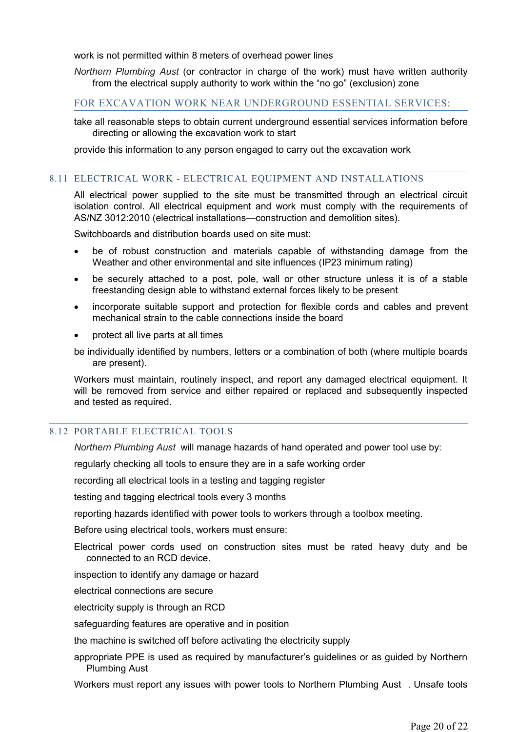work is not permitted within 8 meters of overhead power lines

*Northern Plumbing Aust* (or contractor in charge of the work) must have written authority from the electrical supply authority to work within the “no go” (exclusion) zone

### FOR EXCAVATION WORK NEAR UNDERGROUND ESSENTIAL SERVICES:

take all reasonable steps to obtain current underground essential services information before directing or allowing the excavation work to start

provide this information to any person engaged to carry out the excavation work

## 8.11 ELECTRICAL WORK - ELECTRICAL EQUIPMENT AND INSTALLATIONS

All electrical power supplied to the site must be transmitted through an electrical circuit isolation control. All electrical equipment and work must comply with the requirements of AS/NZ 3012:2010 (electrical installations—construction and demolition sites).

Switchboards and distribution boards used on site must:

- be of robust construction and materials capable of withstanding damage from the Weather and other environmental and site influences (IP23 minimum rating)
- be securely attached to a post, pole, wall or other structure unless it is of a stable freestanding design able to withstand external forces likely to be present
- incorporate suitable support and protection for flexible cords and cables and prevent mechanical strain to the cable connections inside the board
- protect all live parts at all times

be individually identified by numbers, letters or a combination of both (where multiple boards are present).

Workers must maintain, routinely inspect, and report any damaged electrical equipment. It will be removed from service and either repaired or replaced and subsequently inspected and tested as required.

## 8.12 PORTABLE ELECTRICAL TOOLS

*Northern Plumbing Aust* will manage hazards of hand operated and power tool use by:

regularly checking all tools to ensure they are in a safe working order

recording all electrical tools in a testing and tagging register

testing and tagging electrical tools every 3 months

reporting hazards identified with power tools to workers through a toolbox meeting.

Before using electrical tools, workers must ensure:

Electrical power cords used on construction sites must be rated heavy duty and be connected to an RCD device.

inspection to identify any damage or hazard

electrical connections are secure

electricity supply is through an RCD

safeguarding features are operative and in position

the machine is switched off before activating the electricity supply

appropriate PPE is used as required by manufacturer’s guidelines or as guided by Northern Plumbing Aust

Workers must report any issues with power tools to Northern Plumbing Aust . Unsafe tools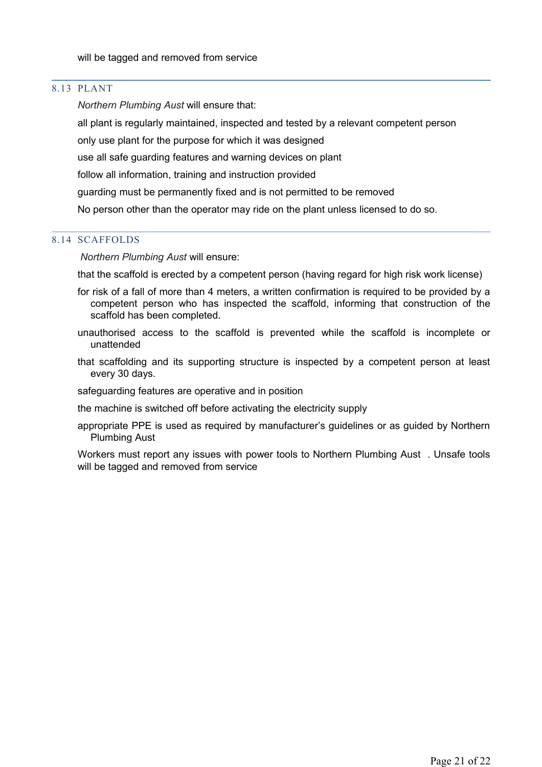will be tagged and removed from service

### 8.13 PLANT

*Northern Plumbing Aust* will ensure that:

all plant is regularly maintained, inspected and tested by a relevant competent person

only use plant for the purpose for which it was designed

use all safe guarding features and warning devices on plant

follow all information, training and instruction provided

guarding must be permanently fixed and is not permitted to be removed

No person other than the operator may ride on the plant unless licensed to do so.

### 8.14 SCAFFOLDS

*Northern Plumbing Aust* will ensure:

that the scaffold is erected by a competent person (having regard for high risk work license)

for risk of a fall of more than 4 meters, a written confirmation is required to be provided by a competent person who has inspected the scaffold, informing that construction of the scaffold has been completed.

unauthorised access to the scaffold is prevented while the scaffold is incomplete or unattended

that scaffolding and its supporting structure is inspected by a competent person at least every 30 days.

safeguarding features are operative and in position

the machine is switched off before activating the electricity supply

appropriate PPE is used as required by manufacturer's guidelines or as guided by Northern Plumbing Aust

Workers must report any issues with power tools to Northern Plumbing Aust . Unsafe tools will be tagged and removed from service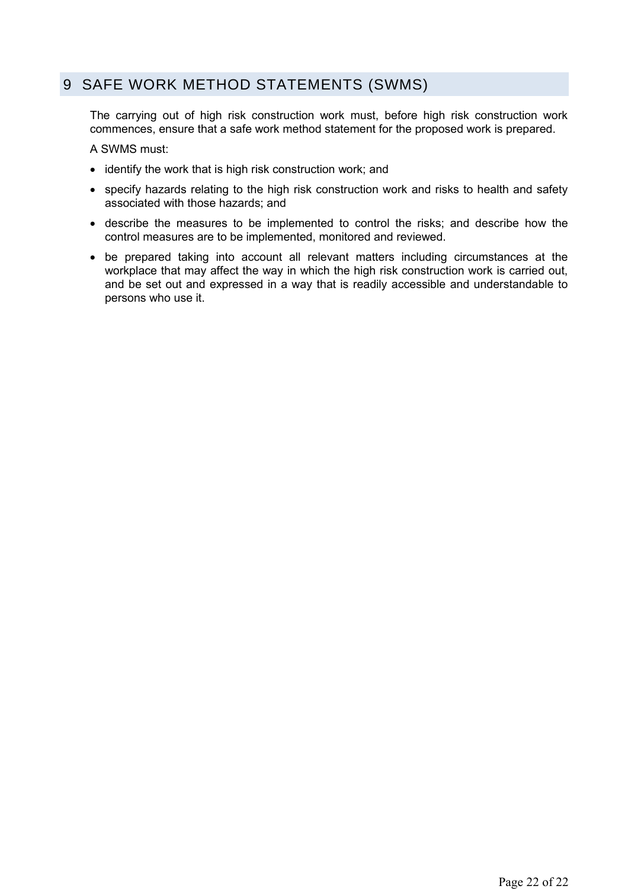# 9 SAFE WORK METHOD STATEMENTS (SWMS)

The carrying out of high risk construction work must, before high risk construction work commences, ensure that a safe work method statement for the proposed work is prepared.

A SWMS must:

- identify the work that is high risk construction work; and
- specify hazards relating to the high risk construction work and risks to health and safety associated with those hazards; and
- describe the measures to be implemented to control the risks; and describe how the control measures are to be implemented, monitored and reviewed.
- be prepared taking into account all relevant matters including circumstances at the workplace that may affect the way in which the high risk construction work is carried out, and be set out and expressed in a way that is readily accessible and understandable to persons who use it.